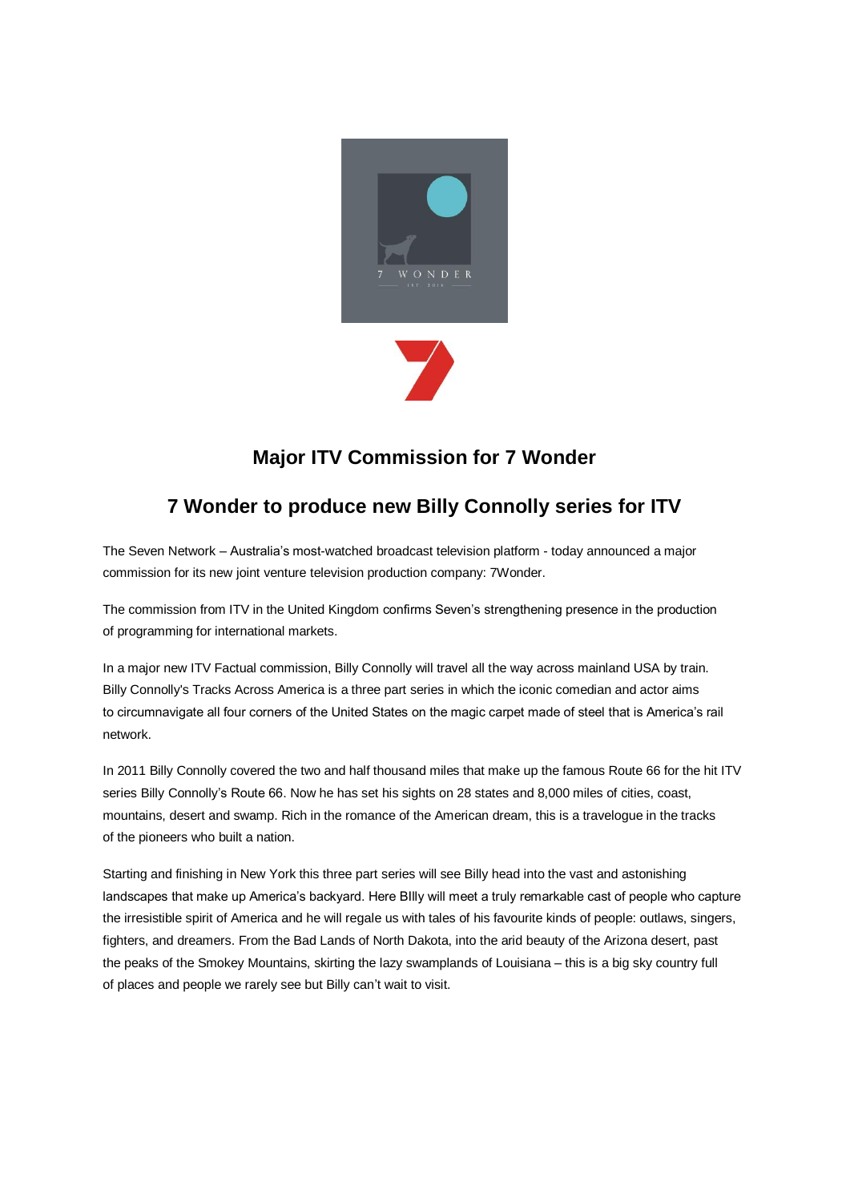# Major ITV Commission for 7 Wonder

## 7 Wonder to produce new Billy Connolly series for ITV

The Seven Network – Australia's most-watched broadcast television platform - today announced a major commission for its new joint venture television production company: 7Wonder.

The commission from ITV in the United Kingdom confirms Seven's strengthening presence in the production of programming for international markets.

In a major new ITV Factual commission, Billy Connolly will travel all the way across mainland USA by train. Billy Connolly's Tracks Across America is a three part series in which the iconic comedian and actor aims to circumnavigate all four corners of the United States on the magic carpet made of steel that is America's rail network.

In 2011 Billy Connolly covered the two and half thousand miles that make up the famous Route 66 for the hit ITV series Billy Connolly's Route 66. Now he has set his sights on 28 states and 8,000 miles of cities, coast, mountains, desert and swamp. Rich in the romance of the American dream, this is a travelogue in the tracks of the pioneers who built a nation.

Starting and finishing in New York this three part series will see Billy head into the vast and astonishing landscapes that make up America's backyard. Here BIlly will meet a truly remarkable cast of people who capture the irresistible spirit of America and he will regale us with tales of his favourite kinds of people: outlaws, singers, fighters, and dreamers. From the Bad Lands of North Dakota, into the arid beauty of the Arizona desert, past the peaks of the Smokey Mountains, skirting the lazy swamplands of Louisiana – this is a big sky country full of places and people we rarely see but Billy can't wait to visit.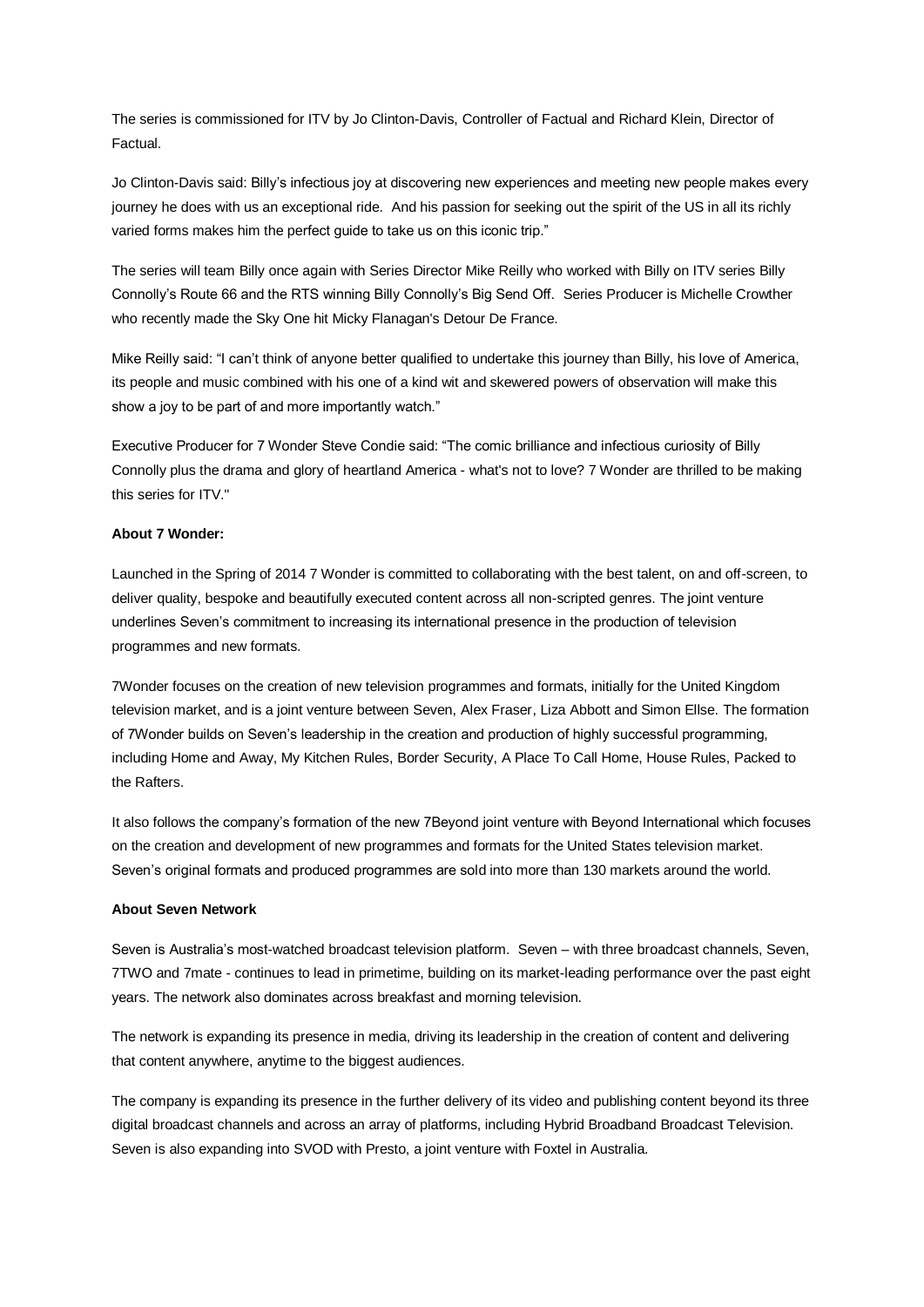The series is commissioned for ITV by Jo Clinton-Davis, Controller of Factual and Richard Klein, Director of Factual.

Jo Clinton-Davis said: Billy's infectious joy at discovering new experiences and meeting new people makes every journey he does with us an exceptional ride. And his passion for seeking out the spirit of the US in all its richly varied forms makes him the perfect guide to take us on this iconic trip."

The series will team Billy once again with Series Director Mike Reilly who worked with Billy on ITV series Billy Connolly's Route 66 and the RTS winning Billy Connolly's Big Send Off. Series Producer is Michelle Crowther who recently made the Sky One hit Micky Flanagan's Detour De France.

Mike Reilly said: "I can't think of anyone better qualified to undertake this journey than Billy, his love of America, its people and music combined with his one of a kind wit and skewered powers of observation will make this show a joy to be part of and more importantly watch."

Executive Producer for 7 Wonder Steve Condie said: "The comic brilliance and infectious curiosity of Billy Connolly plus the drama and glory of heartland America - what's not to love? 7 Wonder are thrilled to be making this series for ITV."

**About 7 Wonder:**

Launched in the Spring of 2014 7 Wonder is committed to collaborating with the best talent, on and off-screen, to deliver quality, bespoke and beautifully executed content across all non-scripted genres. The joint venture underlines Seven's commitment to increasing its international presence in the production of television programmes and new formats.

7Wonder focuses on the creation of new television programmes and formats, initially for the United Kingdom television market, and is a joint venture between Seven, Alex Fraser, Liza Abbott and Simon Ellse. The formation of 7Wonder builds on Seven's leadership in the creation and production of highly successful programming, including Home and Away, My Kitchen Rules, Border Security, A Place To Call Home, House Rules, Packed to the Rafters.

It also follows the company's formation of the new 7Beyond joint venture with Beyond International which focuses on the creation and development of new programmes and formats for the United States television market. Seven's original formats and produced programmes are sold into more than 130 markets around the world.

**About Seven Network**

Seven is Australia's most-watched broadcast television platform. Seven – with three broadcast channels, Seven, 7TWO and 7mate - continues to lead in primetime, building on its market-leading performance over the past eight years. The network also dominates across breakfast and morning television.

The network is expanding its presence in media, driving its leadership in the creation of content and delivering that content anywhere, anytime to the biggest audiences.

The company is expanding its presence in the further delivery of its video and publishing content beyond its three digital broadcast channels and across an array of platforms, including Hybrid Broadband Broadcast Television. Seven is also expanding into SVOD with Presto, a joint venture with Foxtel in Australia.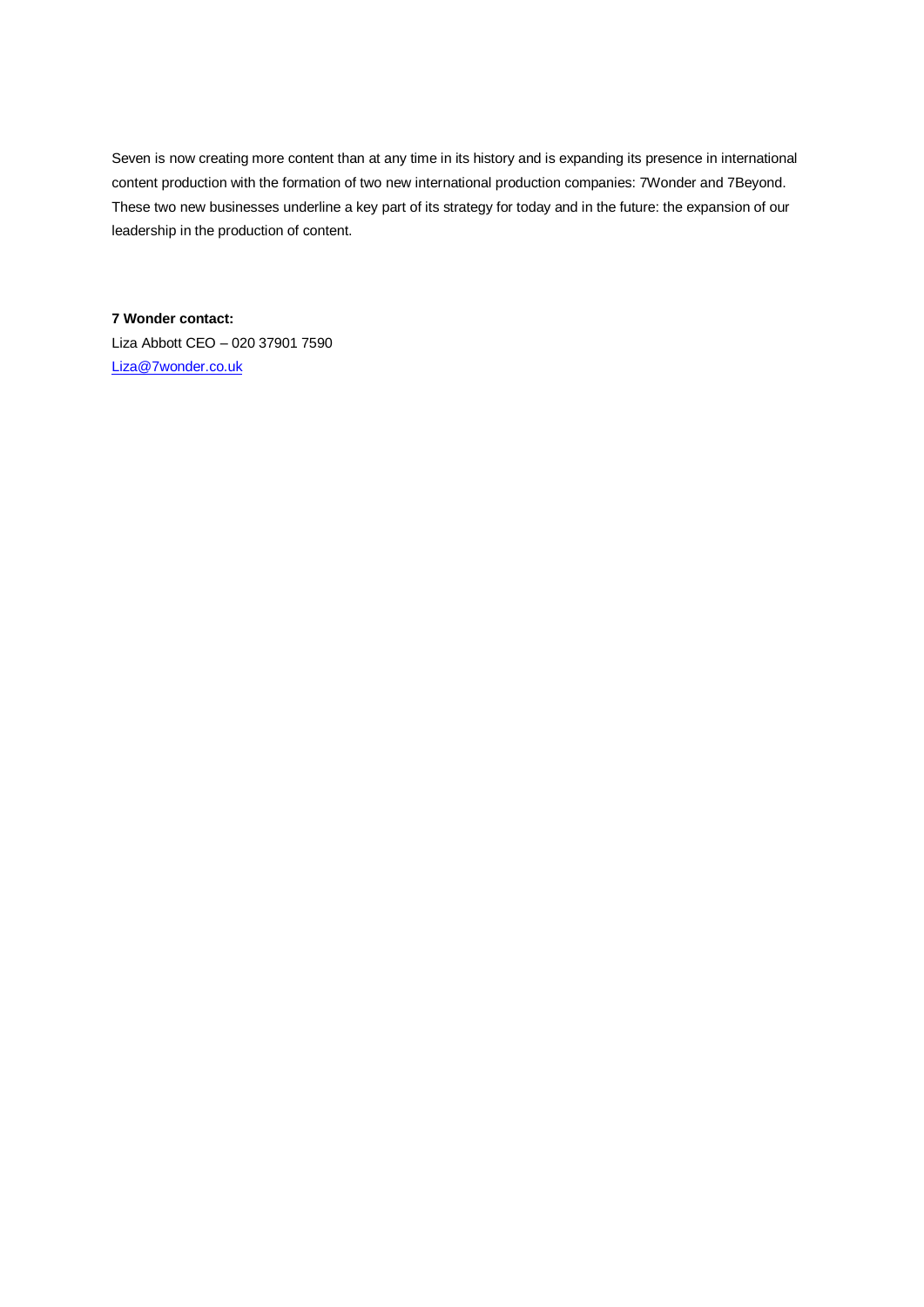Seven is now creating more content than at any time in its history and is expanding its presence in international content production with the formation of two new international production companies: 7Wonder and 7Beyond. These two new businesses underline a key part of its strategy for today and in the future: the expansion of our leadership in the production of content.

**7 Wonder contact:**
Liza Abbott CEO – 020 37901 7590
Liza@7wonder.co.uk